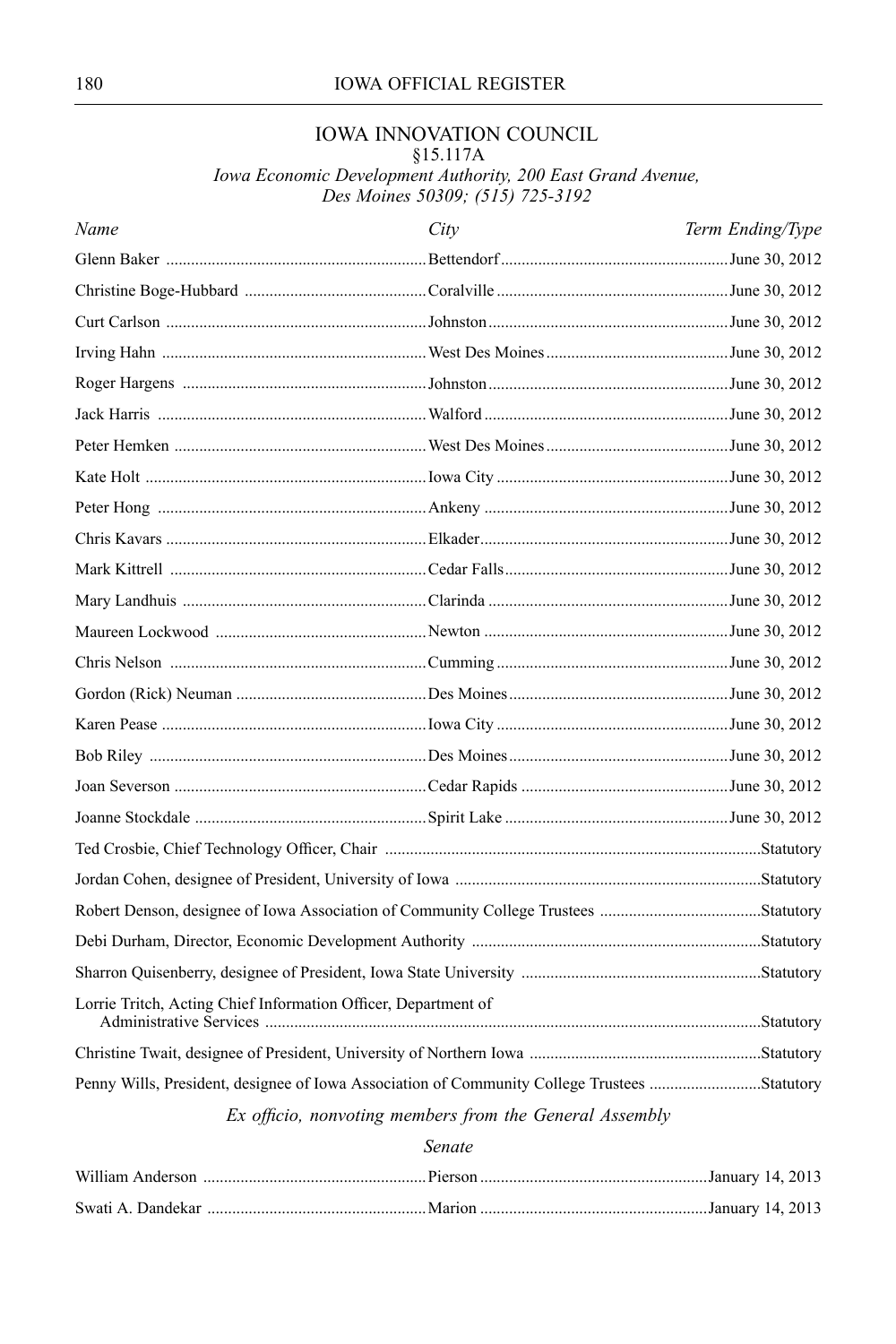## IOWA INNOVATION COUNCIL

§15.117A

*Iowa Economic Development Authority, 200 East Grand Avenue, Des Moines 50309; (515) 725-3192*

| *Name* | *City* | *Term Ending/Type* |
|---|---|---|
| Glenn Baker | Bettendorf | June 30, 2012 |
| Christine Boge-Hubbard | Coralville | June 30, 2012 |
| Curt Carlson | Johnston | June 30, 2012 |
| Irving Hahn | West Des Moines | June 30, 2012 |
| Roger Hargens | Johnston | June 30, 2012 |
| Jack Harris | Walford | June 30, 2012 |
| Peter Hemken | West Des Moines | June 30, 2012 |
| Kate Holt | Iowa City | June 30, 2012 |
| Peter Hong | Ankeny | June 30, 2012 |
| Chris Kavars | Elkader | June 30, 2012 |
| Mark Kittrell | Cedar Falls | June 30, 2012 |
| Mary Landhuis | Clarinda | June 30, 2012 |
| Maureen Lockwood | Newton | June 30, 2012 |
| Chris Nelson | Cumming | June 30, 2012 |
| Gordon (Rick) Neuman | Des Moines | June 30, 2012 |
| Karen Pease | Iowa City | June 30, 2012 |
| Bob Riley | Des Moines | June 30, 2012 |
| Joan Severson | Cedar Rapids | June 30, 2012 |
| Joanne Stockdale | Spirit Lake | June 30, 2012 |
| Ted Crosbie, Chief Technology Officer, Chair | | Statutory |
| Jordan Cohen, designee of President, University of Iowa | | Statutory |
| Robert Denson, designee of Iowa Association of Community College Trustees | | Statutory |
| Debi Durham, Director, Economic Development Authority | | Statutory |
| Sharron Quisenberry, designee of President, Iowa State University | | Statutory |
| Lorrie Tritch, Acting Chief Information Officer, Department of Administrative Services | | Statutory |
| Christine Twait, designee of President, University of Northern Iowa | | Statutory |
| Penny Wills, President, designee of Iowa Association of Community College Trustees | | Statutory |

*Ex officio, nonvoting members from the General Assembly*

*Senate*

| | | |
|---|---|---|
| William Anderson | Pierson | January 14, 2013 |
| Swati A. Dandekar | Marion | January 14, 2013 |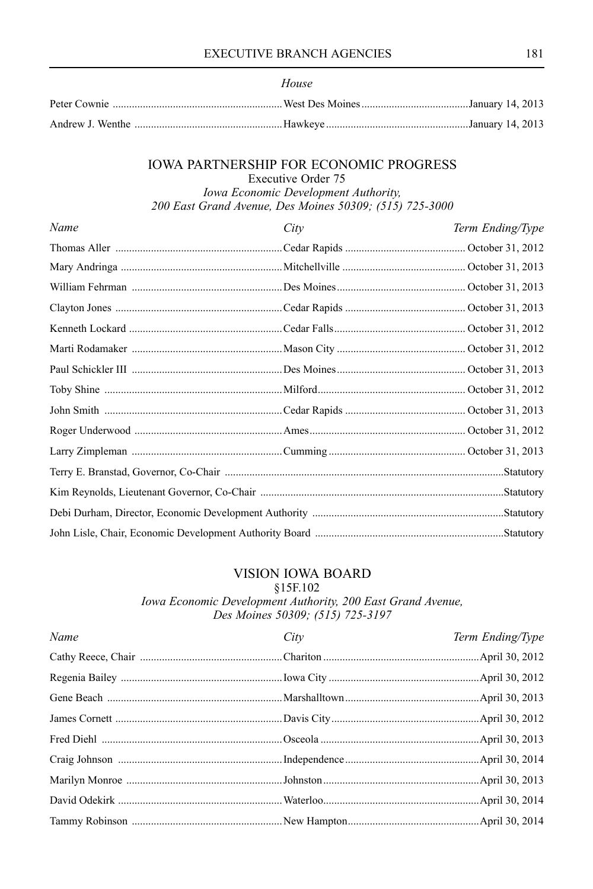*House*

| | | |
|---|---|---|
| Peter Cownie | West Des Moines | January 14, 2013 |
| Andrew J. Wenthe | Hawkeye | January 14, 2013 |

## IOWA PARTNERSHIP FOR ECONOMIC PROGRESS

Executive Order 75

*Iowa Economic Development Authority,*
*200 East Grand Avenue, Des Moines 50309; (515) 725-3000*

| *Name* | *City* | *Term Ending/Type* |
|---|---|---|
| Thomas Aller | Cedar Rapids | October 31, 2012 |
| Mary Andringa | Mitchellville | October 31, 2013 |
| William Fehrman | Des Moines | October 31, 2013 |
| Clayton Jones | Cedar Rapids | October 31, 2013 |
| Kenneth Lockard | Cedar Falls | October 31, 2012 |
| Marti Rodamaker | Mason City | October 31, 2012 |
| Paul Schickler III | Des Moines | October 31, 2013 |
| Toby Shine | Milford | October 31, 2012 |
| John Smith | Cedar Rapids | October 31, 2013 |
| Roger Underwood | Ames | October 31, 2012 |
| Larry Zimpleman | Cumming | October 31, 2013 |
| Terry E. Branstad, Governor, Co-Chair | | Statutory |
| Kim Reynolds, Lieutenant Governor, Co-Chair | | Statutory |
| Debi Durham, Director, Economic Development Authority | | Statutory |
| John Lisle, Chair, Economic Development Authority Board | | Statutory |

## VISION IOWA BOARD

§15F.102

*Iowa Economic Development Authority, 200 East Grand Avenue,*
*Des Moines 50309; (515) 725-3197*

| *Name* | *City* | *Term Ending/Type* |
|---|---|---|
| Cathy Reece, Chair | Chariton | April 30, 2012 |
| Regenia Bailey | Iowa City | April 30, 2012 |
| Gene Beach | Marshalltown | April 30, 2013 |
| James Cornett | Davis City | April 30, 2012 |
| Fred Diehl | Osceola | April 30, 2013 |
| Craig Johnson | Independence | April 30, 2014 |
| Marilyn Monroe | Johnston | April 30, 2013 |
| David Odekirk | Waterloo | April 30, 2014 |
| Tammy Robinson | New Hampton | April 30, 2014 |